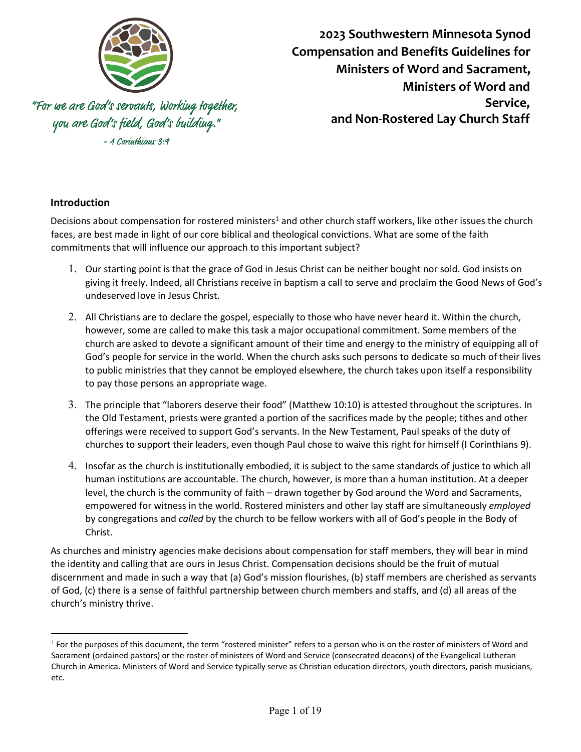"For we are God's servants, working together, you are God's field, God's building."
- 1 Corinthians 3:9

# 2023 Southwestern Minnesota Synod Compensation and Benefits Guidelines for Ministers of Word and Sacrament, Ministers of Word and Service, and Non-Rostered Lay Church Staff

## Introduction

Decisions about compensation for rostered ministers[1] and other church staff workers, like other issues the church faces, are best made in light of our core biblical and theological convictions. What are some of the faith commitments that will influence our approach to this important subject?

1. Our starting point is that the grace of God in Jesus Christ can be neither bought nor sold. God insists on giving it freely. Indeed, all Christians receive in baptism a call to serve and proclaim the Good News of God's undeserved love in Jesus Christ.
2. All Christians are to declare the gospel, especially to those who have never heard it. Within the church, however, some are called to make this task a major occupational commitment. Some members of the church are asked to devote a significant amount of their time and energy to the ministry of equipping all of God's people for service in the world. When the church asks such persons to dedicate so much of their lives to public ministries that they cannot be employed elsewhere, the church takes upon itself a responsibility to pay those persons an appropriate wage.
3. The principle that "laborers deserve their food" (Matthew 10:10) is attested throughout the scriptures. In the Old Testament, priests were granted a portion of the sacrifices made by the people; tithes and other offerings were received to support God's servants. In the New Testament, Paul speaks of the duty of churches to support their leaders, even though Paul chose to waive this right for himself (I Corinthians 9).
4. Insofar as the church is institutionally embodied, it is subject to the same standards of justice to which all human institutions are accountable. The church, however, is more than a human institution. At a deeper level, the church is the community of faith – drawn together by God around the Word and Sacraments, empowered for witness in the world. Rostered ministers and other lay staff are simultaneously *employed* by congregations and *called* by the church to be fellow workers with all of God's people in the Body of Christ.

As churches and ministry agencies make decisions about compensation for staff members, they will bear in mind the identity and calling that are ours in Jesus Christ. Compensation decisions should be the fruit of mutual discernment and made in such a way that (a) God's mission flourishes, (b) staff members are cherished as servants of God, (c) there is a sense of faithful partnership between church members and staffs, and (d) all areas of the church's ministry thrive.

[1] For the purposes of this document, the term "rostered minister" refers to a person who is on the roster of ministers of Word and Sacrament (ordained pastors) or the roster of ministers of Word and Service (consecrated deacons) of the Evangelical Lutheran Church in America. Ministers of Word and Service typically serve as Christian education directors, youth directors, parish musicians, etc.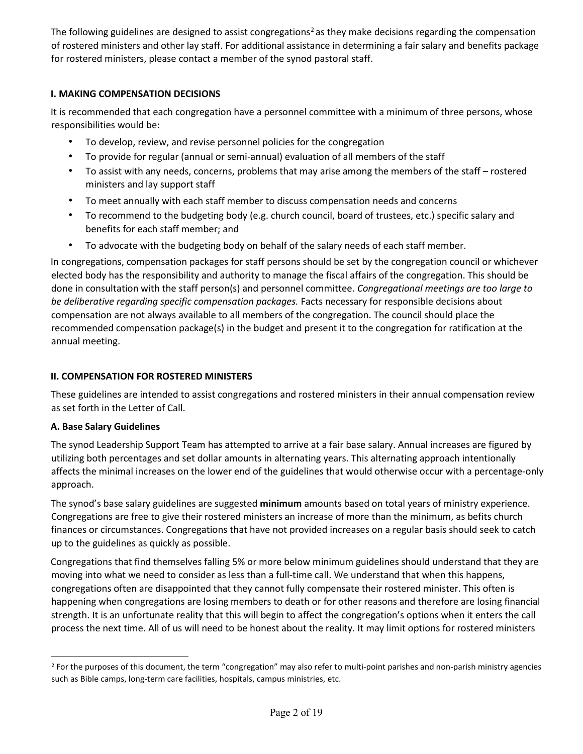The following guidelines are designed to assist congregations[2] as they make decisions regarding the compensation of rostered ministers and other lay staff. For additional assistance in determining a fair salary and benefits package for rostered ministers, please contact a member of the synod pastoral staff.

## I. MAKING COMPENSATION DECISIONS

It is recommended that each congregation have a personnel committee with a minimum of three persons, whose responsibilities would be:

- To develop, review, and revise personnel policies for the congregation
- To provide for regular (annual or semi-annual) evaluation of all members of the staff
- To assist with any needs, concerns, problems that may arise among the members of the staff – rostered ministers and lay support staff
- To meet annually with each staff member to discuss compensation needs and concerns
- To recommend to the budgeting body (e.g. church council, board of trustees, etc.) specific salary and benefits for each staff member; and
- To advocate with the budgeting body on behalf of the salary needs of each staff member.

In congregations, compensation packages for staff persons should be set by the congregation council or whichever elected body has the responsibility and authority to manage the fiscal affairs of the congregation. This should be done in consultation with the staff person(s) and personnel committee. *Congregational meetings are too large to be deliberative regarding specific compensation packages.* Facts necessary for responsible decisions about compensation are not always available to all members of the congregation. The council should place the recommended compensation package(s) in the budget and present it to the congregation for ratification at the annual meeting.

## II. COMPENSATION FOR ROSTERED MINISTERS

These guidelines are intended to assist congregations and rostered ministers in their annual compensation review as set forth in the Letter of Call.

### A. Base Salary Guidelines

The synod Leadership Support Team has attempted to arrive at a fair base salary. Annual increases are figured by utilizing both percentages and set dollar amounts in alternating years. This alternating approach intentionally affects the minimal increases on the lower end of the guidelines that would otherwise occur with a percentage-only approach.

The synod's base salary guidelines are suggested **minimum** amounts based on total years of ministry experience. Congregations are free to give their rostered ministers an increase of more than the minimum, as befits church finances or circumstances. Congregations that have not provided increases on a regular basis should seek to catch up to the guidelines as quickly as possible.

Congregations that find themselves falling 5% or more below minimum guidelines should understand that they are moving into what we need to consider as less than a full-time call. We understand that when this happens, congregations often are disappointed that they cannot fully compensate their rostered minister. This often is happening when congregations are losing members to death or for other reasons and therefore are losing financial strength. It is an unfortunate reality that this will begin to affect the congregation's options when it enters the call process the next time. All of us will need to be honest about the reality. It may limit options for rostered ministers

---

[2] For the purposes of this document, the term "congregation" may also refer to multi-point parishes and non-parish ministry agencies such as Bible camps, long-term care facilities, hospitals, campus ministries, etc.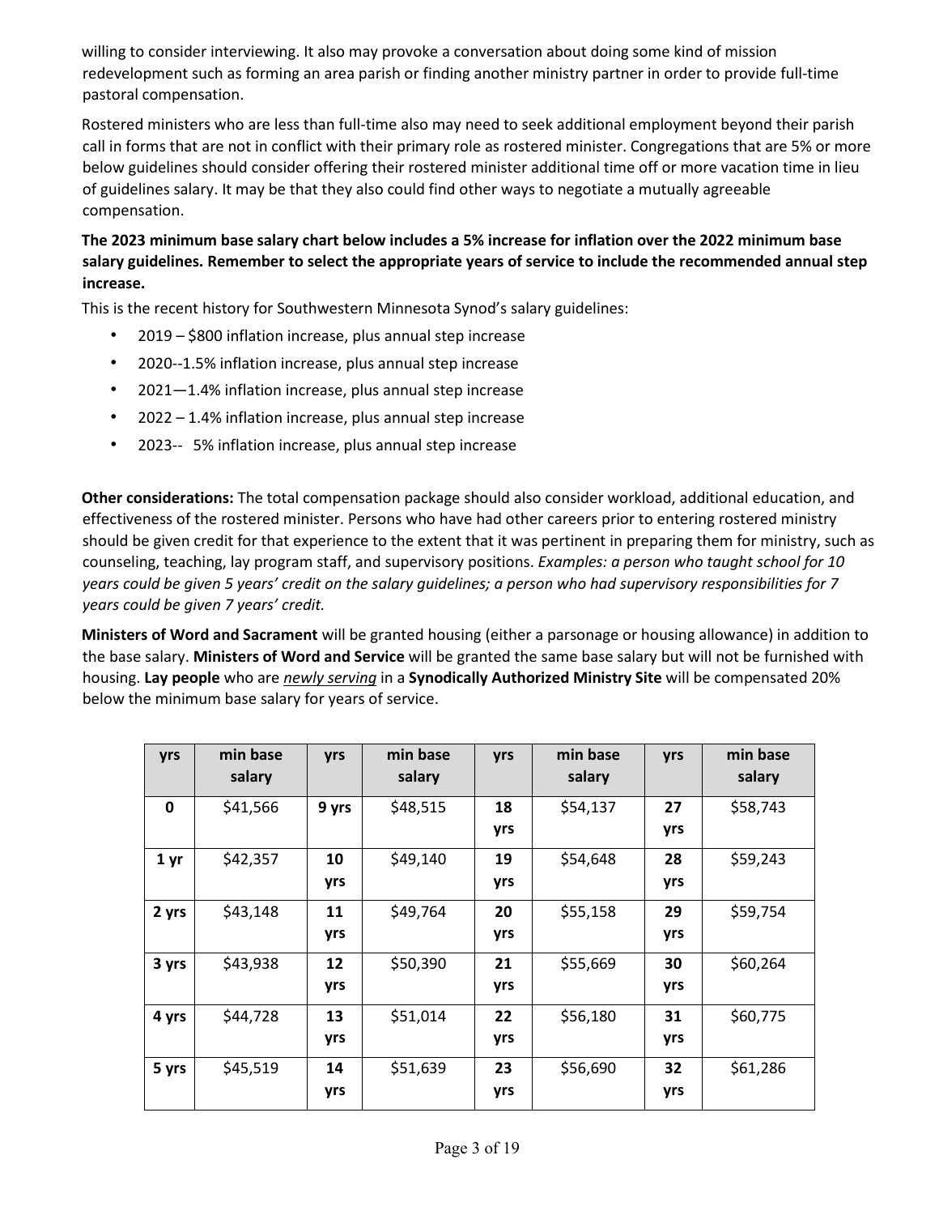willing to consider interviewing. It also may provoke a conversation about doing some kind of mission redevelopment such as forming an area parish or finding another ministry partner in order to provide full-time pastoral compensation.

Rostered ministers who are less than full-time also may need to seek additional employment beyond their parish call in forms that are not in conflict with their primary role as rostered minister. Congregations that are 5% or more below guidelines should consider offering their rostered minister additional time off or more vacation time in lieu of guidelines salary. It may be that they also could find other ways to negotiate a mutually agreeable compensation.

**The 2023 minimum base salary chart below includes a 5% increase for inflation over the 2022 minimum base salary guidelines. Remember to select the appropriate years of service to include the recommended annual step increase.**

This is the recent history for Southwestern Minnesota Synod's salary guidelines:

- 2019 – $800 inflation increase, plus annual step increase
- 2020--1.5% inflation increase, plus annual step increase
- 2021—1.4% inflation increase, plus annual step increase
- 2022 – 1.4% inflation increase, plus annual step increase
- 2023-- 5% inflation increase, plus annual step increase

**Other considerations:** The total compensation package should also consider workload, additional education, and effectiveness of the rostered minister. Persons who have had other careers prior to entering rostered ministry should be given credit for that experience to the extent that it was pertinent in preparing them for ministry, such as counseling, teaching, lay program staff, and supervisory positions. *Examples: a person who taught school for 10 years could be given 5 years' credit on the salary guidelines; a person who had supervisory responsibilities for 7 years could be given 7 years' credit.*

**Ministers of Word and Sacrament** will be granted housing (either a parsonage or housing allowance) in addition to the base salary. **Ministers of Word and Service** will be granted the same base salary but will not be furnished with housing. **Lay people** who are *newly serving* in a **Synodically Authorized Ministry Site** will be compensated 20% below the minimum base salary for years of service.

| yrs | min base salary | yrs | min base salary | yrs | min base salary | yrs | min base salary |
|---|---|---|---|---|---|---|---|
| **0** | $41,566 | **9 yrs** | $48,515 | **18 yrs** | $54,137 | **27 yrs** | $58,743 |
| **1 yr** | $42,357 | **10 yrs** | $49,140 | **19 yrs** | $54,648 | **28 yrs** | $59,243 |
| **2 yrs** | $43,148 | **11 yrs** | $49,764 | **20 yrs** | $55,158 | **29 yrs** | $59,754 |
| **3 yrs** | $43,938 | **12 yrs** | $50,390 | **21 yrs** | $55,669 | **30 yrs** | $60,264 |
| **4 yrs** | $44,728 | **13 yrs** | $51,014 | **22 yrs** | $56,180 | **31 yrs** | $60,775 |
| **5 yrs** | $45,519 | **14 yrs** | $51,639 | **23 yrs** | $56,690 | **32 yrs** | $61,286 |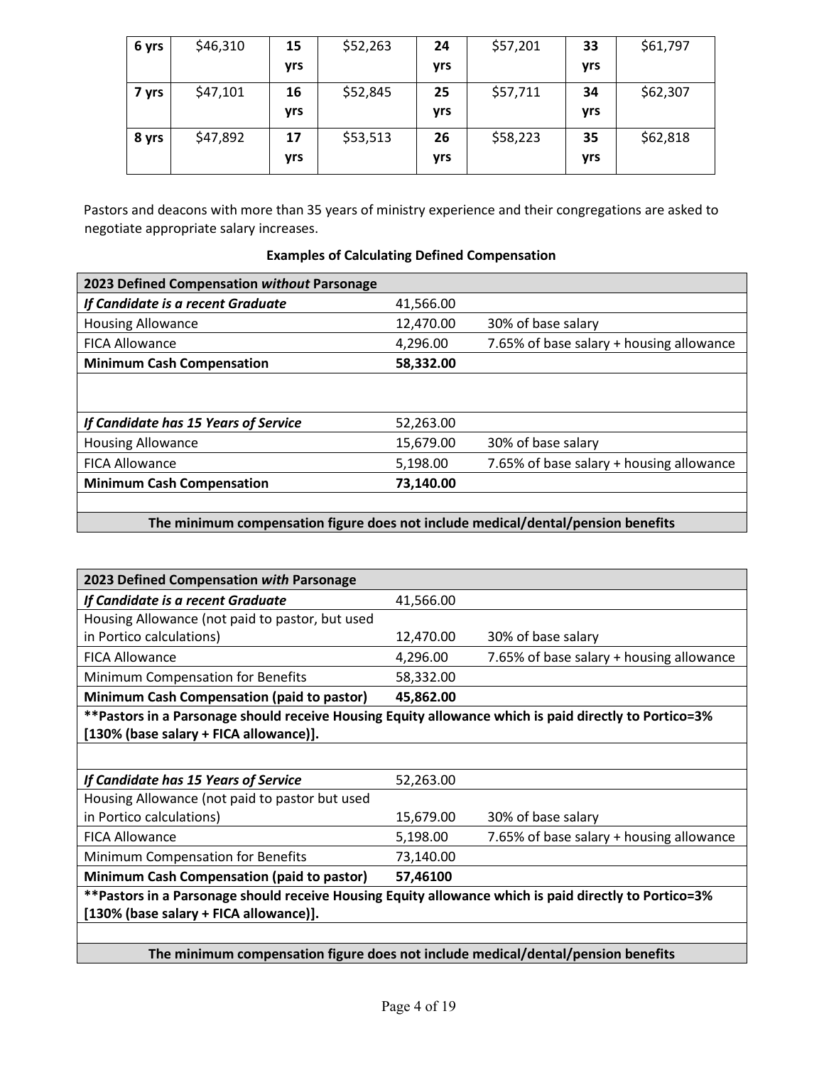| 6 yrs | $46,310 | 15 yrs | $52,263 | 24 yrs | $57,201 | 33 yrs | $61,797 |
|---|---|---|---|---|---|---|---|
| 7 yrs | $47,101 | 16 yrs | $52,845 | 25 yrs | $57,711 | 34 yrs | $62,307 |
| 8 yrs | $47,892 | 17 yrs | $53,513 | 26 yrs | $58,223 | 35 yrs | $62,818 |

Pastors and deacons with more than 35 years of ministry experience and their congregations are asked to negotiate appropriate salary increases.

**Examples of Calculating Defined Compensation**

| **2023 Defined Compensation *without* Parsonage** | | |
|---|---|---|
| ***If Candidate is a recent Graduate*** | 41,566.00 | |
| Housing Allowance | 12,470.00 | 30% of base salary |
| FICA Allowance | 4,296.00 | 7.65% of base salary + housing allowance |
| **Minimum Cash Compensation** | **58,332.00** | |
| | | |
| ***If Candidate has 15 Years of Service*** | 52,263.00 | |
| Housing Allowance | 15,679.00 | 30% of base salary |
| FICA Allowance | 5,198.00 | 7.65% of base salary + housing allowance |
| **Minimum Cash Compensation** | **73,140.00** | |
| | | |
| **The minimum compensation figure does not include medical/dental/pension benefits** | | |

| **2023 Defined Compensation *with* Parsonage** | | |
|---|---|---|
| ***If Candidate is a recent Graduate*** | 41,566.00 | |
| Housing Allowance (not paid to pastor, but used in Portico calculations) | 12,470.00 | 30% of base salary |
| FICA Allowance | 4,296.00 | 7.65% of base salary + housing allowance |
| Minimum Compensation for Benefits | 58,332.00 | |
| **Minimum Cash Compensation (paid to pastor)** | **45,862.00** | |
| **\*\*Pastors in a Parsonage should receive Housing Equity allowance which is paid directly to Portico=3% [130% (base salary + FICA allowance)].** | | |
| | | |
| ***If Candidate has 15 Years of Service*** | 52,263.00 | |
| Housing Allowance (not paid to pastor but used in Portico calculations) | 15,679.00 | 30% of base salary |
| FICA Allowance | 5,198.00 | 7.65% of base salary + housing allowance |
| Minimum Compensation for Benefits | 73,140.00 | |
| **Minimum Cash Compensation (paid to pastor)** | **57,46100** | |
| **\*\*Pastors in a Parsonage should receive Housing Equity allowance which is paid directly to Portico=3% [130% (base salary + FICA allowance)].** | | |
| | | |
| **The minimum compensation figure does not include medical/dental/pension benefits** | | |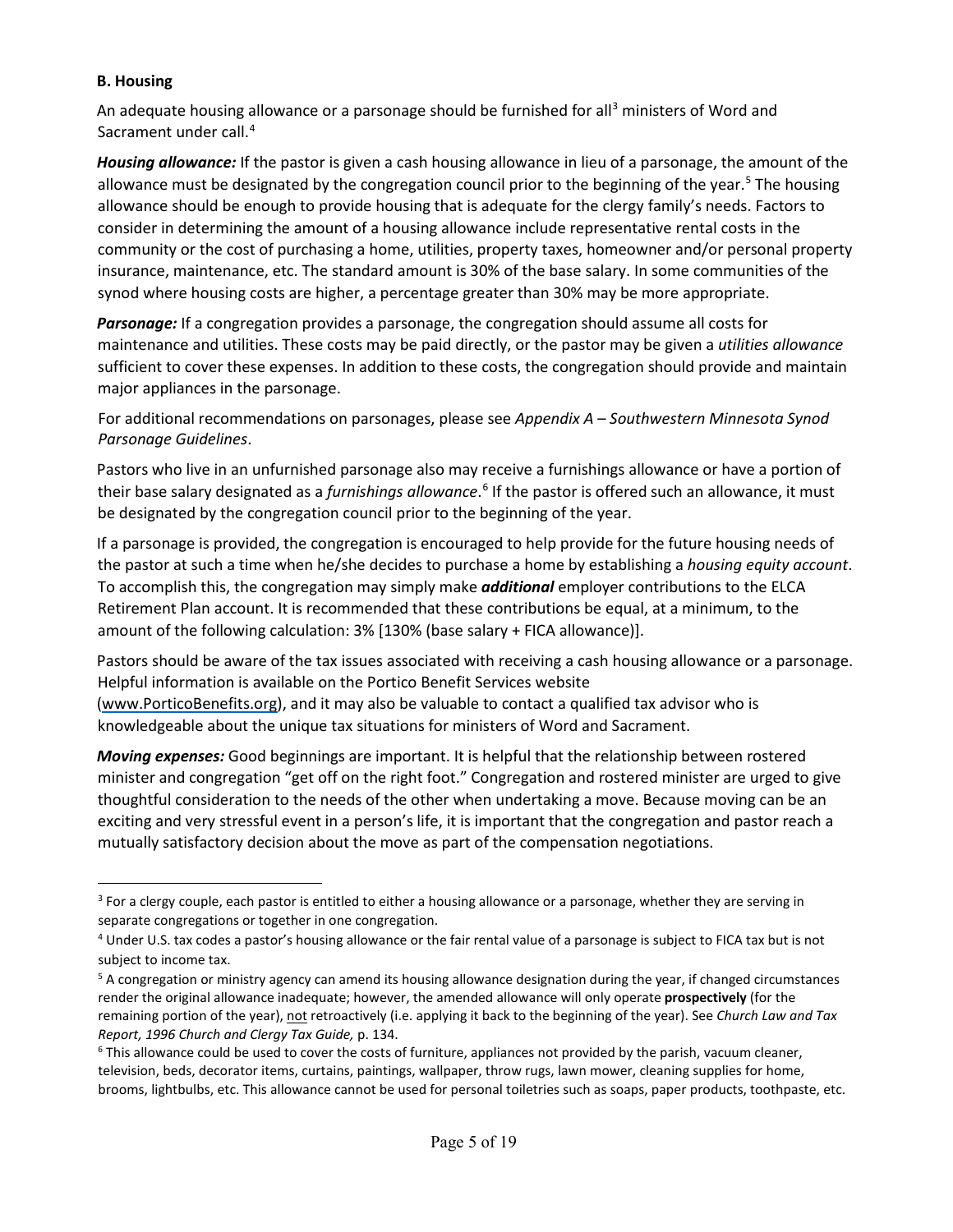**B. Housing**

An adequate housing allowance or a parsonage should be furnished for all[3] ministers of Word and Sacrament under call.[4]

***Housing allowance:*** If the pastor is given a cash housing allowance in lieu of a parsonage, the amount of the allowance must be designated by the congregation council prior to the beginning of the year.[5] The housing allowance should be enough to provide housing that is adequate for the clergy family's needs. Factors to consider in determining the amount of a housing allowance include representative rental costs in the community or the cost of purchasing a home, utilities, property taxes, homeowner and/or personal property insurance, maintenance, etc. The standard amount is 30% of the base salary. In some communities of the synod where housing costs are higher, a percentage greater than 30% may be more appropriate.

***Parsonage:*** If a congregation provides a parsonage, the congregation should assume all costs for maintenance and utilities. These costs may be paid directly, or the pastor may be given a *utilities allowance* sufficient to cover these expenses. In addition to these costs, the congregation should provide and maintain major appliances in the parsonage.

For additional recommendations on parsonages, please see *Appendix A – Southwestern Minnesota Synod Parsonage Guidelines*.

Pastors who live in an unfurnished parsonage also may receive a furnishings allowance or have a portion of their base salary designated as a *furnishings allowance*.[6] If the pastor is offered such an allowance, it must be designated by the congregation council prior to the beginning of the year.

If a parsonage is provided, the congregation is encouraged to help provide for the future housing needs of the pastor at such a time when he/she decides to purchase a home by establishing a *housing equity account*. To accomplish this, the congregation may simply make ***additional*** employer contributions to the ELCA Retirement Plan account. It is recommended that these contributions be equal, at a minimum, to the amount of the following calculation: 3% [130% (base salary + FICA allowance)].

Pastors should be aware of the tax issues associated with receiving a cash housing allowance or a parsonage. Helpful information is available on the Portico Benefit Services website (www.PorticoBenefits.org), and it may also be valuable to contact a qualified tax advisor who is knowledgeable about the unique tax situations for ministers of Word and Sacrament.

***Moving expenses:*** Good beginnings are important. It is helpful that the relationship between rostered minister and congregation "get off on the right foot." Congregation and rostered minister are urged to give thoughtful consideration to the needs of the other when undertaking a move. Because moving can be an exciting and very stressful event in a person's life, it is important that the congregation and pastor reach a mutually satisfactory decision about the move as part of the compensation negotiations.

---

[3] For a clergy couple, each pastor is entitled to either a housing allowance or a parsonage, whether they are serving in separate congregations or together in one congregation.

[4] Under U.S. tax codes a pastor's housing allowance or the fair rental value of a parsonage is subject to FICA tax but is not subject to income tax.

[5] A congregation or ministry agency can amend its housing allowance designation during the year, if changed circumstances render the original allowance inadequate; however, the amended allowance will only operate **prospectively** (for the remaining portion of the year), not retroactively (i.e. applying it back to the beginning of the year). See *Church Law and Tax Report, 1996 Church and Clergy Tax Guide,* p. 134.

[6] This allowance could be used to cover the costs of furniture, appliances not provided by the parish, vacuum cleaner, television, beds, decorator items, curtains, paintings, wallpaper, throw rugs, lawn mower, cleaning supplies for home, brooms, lightbulbs, etc. This allowance cannot be used for personal toiletries such as soaps, paper products, toothpaste, etc.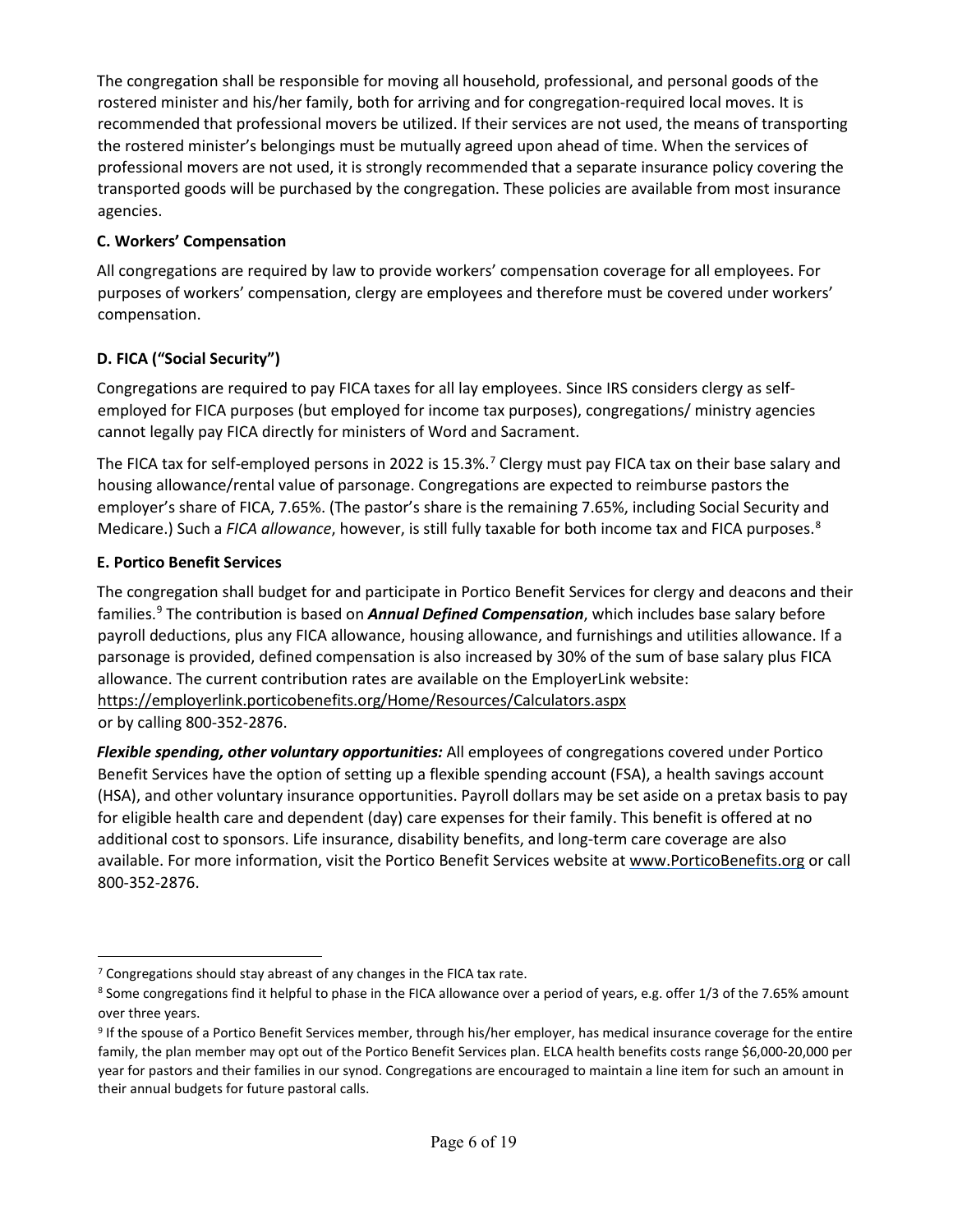The congregation shall be responsible for moving all household, professional, and personal goods of the rostered minister and his/her family, both for arriving and for congregation-required local moves. It is recommended that professional movers be utilized. If their services are not used, the means of transporting the rostered minister's belongings must be mutually agreed upon ahead of time. When the services of professional movers are not used, it is strongly recommended that a separate insurance policy covering the transported goods will be purchased by the congregation. These policies are available from most insurance agencies.

**C. Workers' Compensation**

All congregations are required by law to provide workers' compensation coverage for all employees. For purposes of workers' compensation, clergy are employees and therefore must be covered under workers' compensation.

**D. FICA ("Social Security")**

Congregations are required to pay FICA taxes for all lay employees. Since IRS considers clergy as self-employed for FICA purposes (but employed for income tax purposes), congregations/ ministry agencies cannot legally pay FICA directly for ministers of Word and Sacrament.

The FICA tax for self-employed persons in 2022 is 15.3%.[7] Clergy must pay FICA tax on their base salary and housing allowance/rental value of parsonage. Congregations are expected to reimburse pastors the employer's share of FICA, 7.65%. (The pastor's share is the remaining 7.65%, including Social Security and Medicare.) Such a *FICA allowance*, however, is still fully taxable for both income tax and FICA purposes.[8]

**E. Portico Benefit Services**

The congregation shall budget for and participate in Portico Benefit Services for clergy and deacons and their families.[9] The contribution is based on ***Annual Defined Compensation***, which includes base salary before payroll deductions, plus any FICA allowance, housing allowance, and furnishings and utilities allowance. If a parsonage is provided, defined compensation is also increased by 30% of the sum of base salary plus FICA allowance. The current contribution rates are available on the EmployerLink website:
https://employerlink.porticobenefits.org/Home/Resources/Calculators.aspx
or by calling 800-352-2876.

***Flexible spending, other voluntary opportunities:*** All employees of congregations covered under Portico Benefit Services have the option of setting up a flexible spending account (FSA), a health savings account (HSA), and other voluntary insurance opportunities. Payroll dollars may be set aside on a pretax basis to pay for eligible health care and dependent (day) care expenses for their family. This benefit is offered at no additional cost to sponsors. Life insurance, disability benefits, and long-term care coverage are also available. For more information, visit the Portico Benefit Services website at www.PorticoBenefits.org or call 800-352-2876.

---

[7] Congregations should stay abreast of any changes in the FICA tax rate.

[8] Some congregations find it helpful to phase in the FICA allowance over a period of years, e.g. offer 1/3 of the 7.65% amount over three years.

[9] If the spouse of a Portico Benefit Services member, through his/her employer, has medical insurance coverage for the entire family, the plan member may opt out of the Portico Benefit Services plan. ELCA health benefits costs range $6,000-20,000 per year for pastors and their families in our synod. Congregations are encouraged to maintain a line item for such an amount in their annual budgets for future pastoral calls.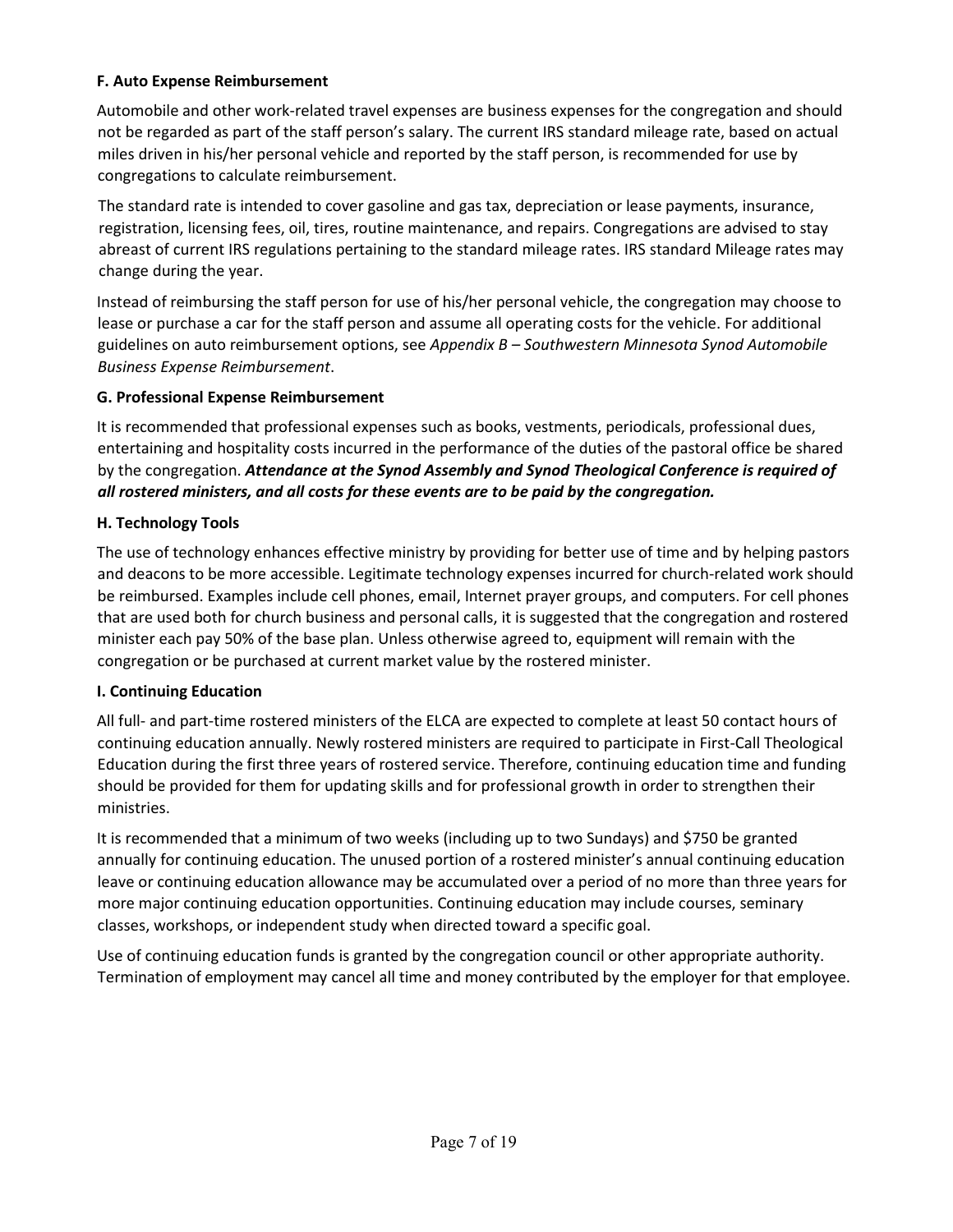### F. Auto Expense Reimbursement

Automobile and other work-related travel expenses are business expenses for the congregation and should not be regarded as part of the staff person's salary. The current IRS standard mileage rate, based on actual miles driven in his/her personal vehicle and reported by the staff person, is recommended for use by congregations to calculate reimbursement.

The standard rate is intended to cover gasoline and gas tax, depreciation or lease payments, insurance, registration, licensing fees, oil, tires, routine maintenance, and repairs. Congregations are advised to stay abreast of current IRS regulations pertaining to the standard mileage rates. IRS standard Mileage rates may change during the year.

Instead of reimbursing the staff person for use of his/her personal vehicle, the congregation may choose to lease or purchase a car for the staff person and assume all operating costs for the vehicle. For additional guidelines on auto reimbursement options, see *Appendix B – Southwestern Minnesota Synod Automobile Business Expense Reimbursement*.

### G. Professional Expense Reimbursement

It is recommended that professional expenses such as books, vestments, periodicals, professional dues, entertaining and hospitality costs incurred in the performance of the duties of the pastoral office be shared by the congregation. ***Attendance at the Synod Assembly and Synod Theological Conference is required of all rostered ministers, and all costs for these events are to be paid by the congregation.***

### H. Technology Tools

The use of technology enhances effective ministry by providing for better use of time and by helping pastors and deacons to be more accessible. Legitimate technology expenses incurred for church-related work should be reimbursed. Examples include cell phones, email, Internet prayer groups, and computers. For cell phones that are used both for church business and personal calls, it is suggested that the congregation and rostered minister each pay 50% of the base plan. Unless otherwise agreed to, equipment will remain with the congregation or be purchased at current market value by the rostered minister.

### I. Continuing Education

All full- and part-time rostered ministers of the ELCA are expected to complete at least 50 contact hours of continuing education annually. Newly rostered ministers are required to participate in First-Call Theological Education during the first three years of rostered service. Therefore, continuing education time and funding should be provided for them for updating skills and for professional growth in order to strengthen their ministries.

It is recommended that a minimum of two weeks (including up to two Sundays) and $750 be granted annually for continuing education. The unused portion of a rostered minister's annual continuing education leave or continuing education allowance may be accumulated over a period of no more than three years for more major continuing education opportunities. Continuing education may include courses, seminary classes, workshops, or independent study when directed toward a specific goal.

Use of continuing education funds is granted by the congregation council or other appropriate authority. Termination of employment may cancel all time and money contributed by the employer for that employee.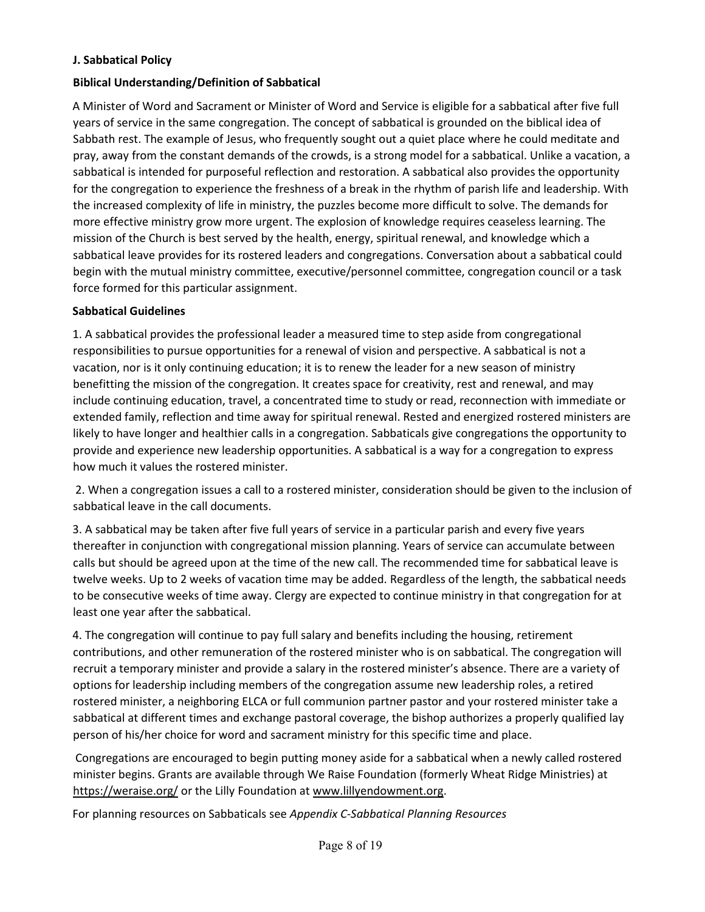**J. Sabbatical Policy**

**Biblical Understanding/Definition of Sabbatical**

A Minister of Word and Sacrament or Minister of Word and Service is eligible for a sabbatical after five full years of service in the same congregation. The concept of sabbatical is grounded on the biblical idea of Sabbath rest. The example of Jesus, who frequently sought out a quiet place where he could meditate and pray, away from the constant demands of the crowds, is a strong model for a sabbatical. Unlike a vacation, a sabbatical is intended for purposeful reflection and restoration. A sabbatical also provides the opportunity for the congregation to experience the freshness of a break in the rhythm of parish life and leadership. With the increased complexity of life in ministry, the puzzles become more difficult to solve. The demands for more effective ministry grow more urgent. The explosion of knowledge requires ceaseless learning. The mission of the Church is best served by the health, energy, spiritual renewal, and knowledge which a sabbatical leave provides for its rostered leaders and congregations. Conversation about a sabbatical could begin with the mutual ministry committee, executive/personnel committee, congregation council or a task force formed for this particular assignment.

**Sabbatical Guidelines**

1. A sabbatical provides the professional leader a measured time to step aside from congregational responsibilities to pursue opportunities for a renewal of vision and perspective. A sabbatical is not a vacation, nor is it only continuing education; it is to renew the leader for a new season of ministry benefitting the mission of the congregation. It creates space for creativity, rest and renewal, and may include continuing education, travel, a concentrated time to study or read, reconnection with immediate or extended family, reflection and time away for spiritual renewal. Rested and energized rostered ministers are likely to have longer and healthier calls in a congregation. Sabbaticals give congregations the opportunity to provide and experience new leadership opportunities. A sabbatical is a way for a congregation to express how much it values the rostered minister.

2. When a congregation issues a call to a rostered minister, consideration should be given to the inclusion of sabbatical leave in the call documents.

3. A sabbatical may be taken after five full years of service in a particular parish and every five years thereafter in conjunction with congregational mission planning. Years of service can accumulate between calls but should be agreed upon at the time of the new call. The recommended time for sabbatical leave is twelve weeks. Up to 2 weeks of vacation time may be added. Regardless of the length, the sabbatical needs to be consecutive weeks of time away. Clergy are expected to continue ministry in that congregation for at least one year after the sabbatical.

4. The congregation will continue to pay full salary and benefits including the housing, retirement contributions, and other remuneration of the rostered minister who is on sabbatical. The congregation will recruit a temporary minister and provide a salary in the rostered minister's absence. There are a variety of options for leadership including members of the congregation assume new leadership roles, a retired rostered minister, a neighboring ELCA or full communion partner pastor and your rostered minister take a sabbatical at different times and exchange pastoral coverage, the bishop authorizes a properly qualified lay person of his/her choice for word and sacrament ministry for this specific time and place.

Congregations are encouraged to begin putting money aside for a sabbatical when a newly called rostered minister begins. Grants are available through We Raise Foundation (formerly Wheat Ridge Ministries) at https://weraise.org/ or the Lilly Foundation at www.lillyendowment.org.

For planning resources on Sabbaticals see *Appendix C-Sabbatical Planning Resources*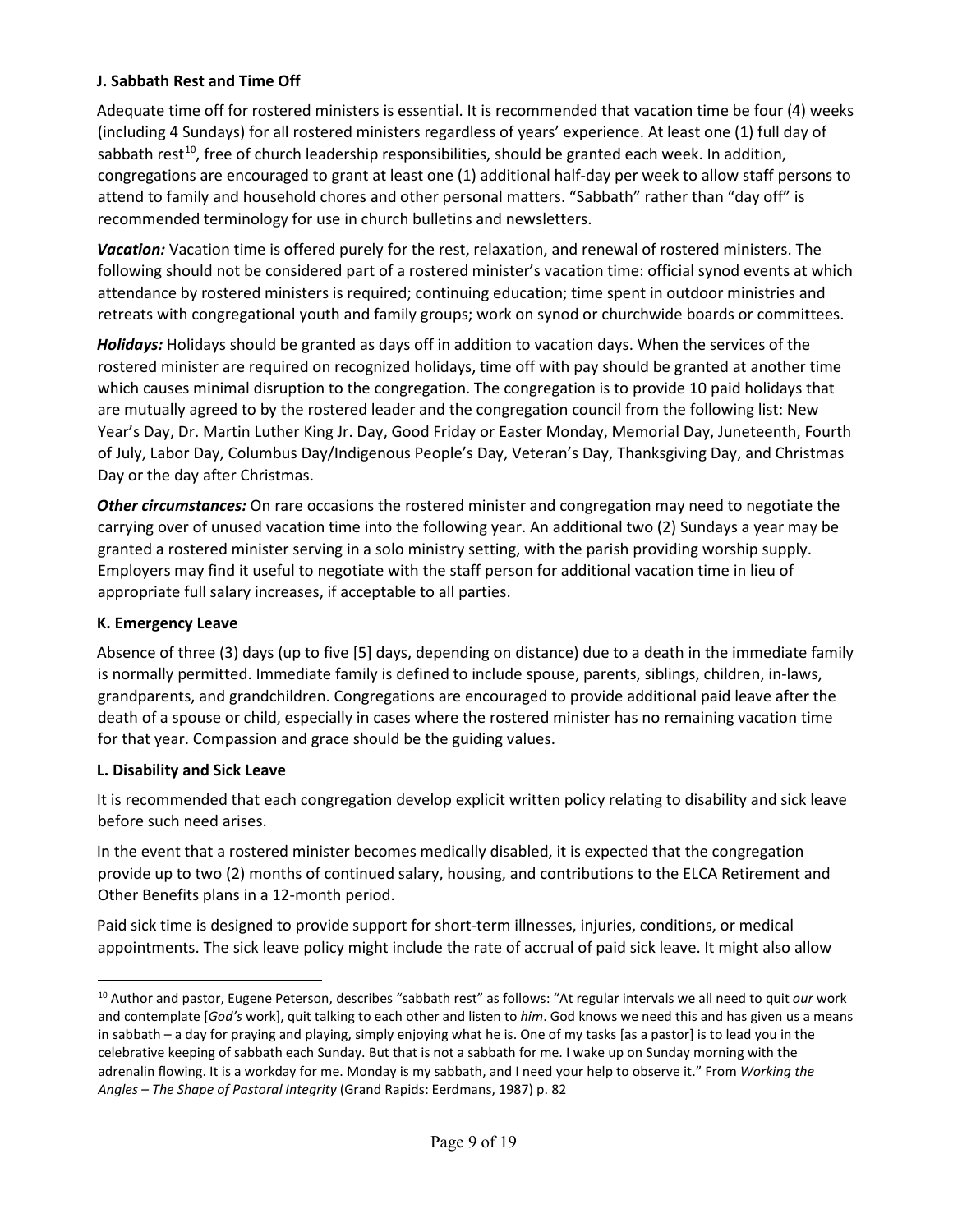### J. Sabbath Rest and Time Off

Adequate time off for rostered ministers is essential. It is recommended that vacation time be four (4) weeks (including 4 Sundays) for all rostered ministers regardless of years' experience. At least one (1) full day of sabbath rest[10], free of church leadership responsibilities, should be granted each week. In addition, congregations are encouraged to grant at least one (1) additional half-day per week to allow staff persons to attend to family and household chores and other personal matters. "Sabbath" rather than "day off" is recommended terminology for use in church bulletins and newsletters.

***Vacation:*** Vacation time is offered purely for the rest, relaxation, and renewal of rostered ministers. The following should not be considered part of a rostered minister's vacation time: official synod events at which attendance by rostered ministers is required; continuing education; time spent in outdoor ministries and retreats with congregational youth and family groups; work on synod or churchwide boards or committees.

***Holidays:*** Holidays should be granted as days off in addition to vacation days. When the services of the rostered minister are required on recognized holidays, time off with pay should be granted at another time which causes minimal disruption to the congregation. The congregation is to provide 10 paid holidays that are mutually agreed to by the rostered leader and the congregation council from the following list: New Year's Day, Dr. Martin Luther King Jr. Day, Good Friday or Easter Monday, Memorial Day, Juneteenth, Fourth of July, Labor Day, Columbus Day/Indigenous People's Day, Veteran's Day, Thanksgiving Day, and Christmas Day or the day after Christmas.

***Other circumstances:*** On rare occasions the rostered minister and congregation may need to negotiate the carrying over of unused vacation time into the following year. An additional two (2) Sundays a year may be granted a rostered minister serving in a solo ministry setting, with the parish providing worship supply. Employers may find it useful to negotiate with the staff person for additional vacation time in lieu of appropriate full salary increases, if acceptable to all parties.

### K. Emergency Leave

Absence of three (3) days (up to five [5] days, depending on distance) due to a death in the immediate family is normally permitted. Immediate family is defined to include spouse, parents, siblings, children, in-laws, grandparents, and grandchildren. Congregations are encouraged to provide additional paid leave after the death of a spouse or child, especially in cases where the rostered minister has no remaining vacation time for that year. Compassion and grace should be the guiding values.

### L. Disability and Sick Leave

It is recommended that each congregation develop explicit written policy relating to disability and sick leave before such need arises.

In the event that a rostered minister becomes medically disabled, it is expected that the congregation provide up to two (2) months of continued salary, housing, and contributions to the ELCA Retirement and Other Benefits plans in a 12-month period.

Paid sick time is designed to provide support for short-term illnesses, injuries, conditions, or medical appointments. The sick leave policy might include the rate of accrual of paid sick leave. It might also allow

---

[10] Author and pastor, Eugene Peterson, describes "sabbath rest" as follows: "At regular intervals we all need to quit *our* work and contemplate [*God's* work], quit talking to each other and listen to *him*. God knows we need this and has given us a means in sabbath – a day for praying and playing, simply enjoying what he is. One of my tasks [as a pastor] is to lead you in the celebrative keeping of sabbath each Sunday. But that is not a sabbath for me. I wake up on Sunday morning with the adrenalin flowing. It is a workday for me. Monday is my sabbath, and I need your help to observe it." From *Working the Angles – The Shape of Pastoral Integrity* (Grand Rapids: Eerdmans, 1987) p. 82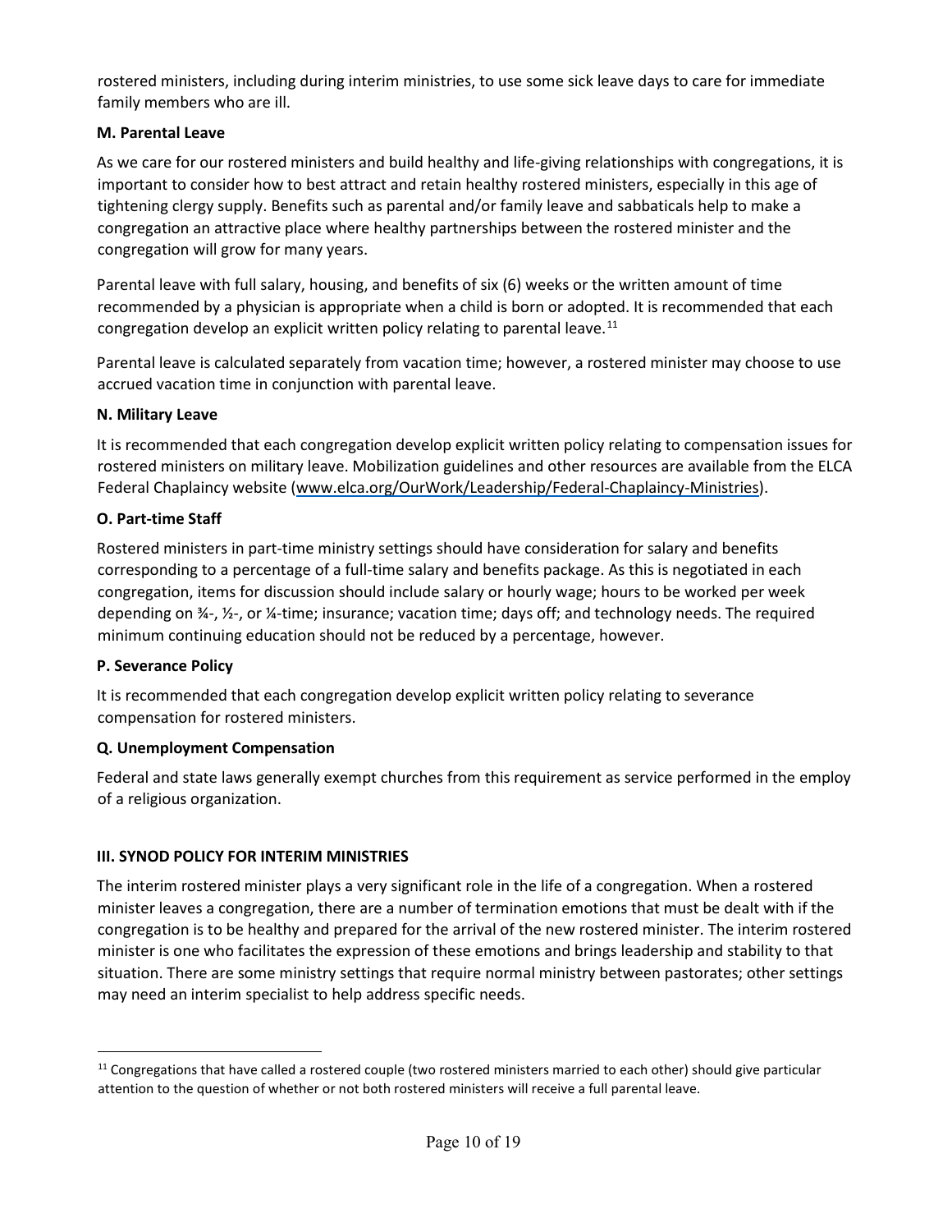rostered ministers, including during interim ministries, to use some sick leave days to care for immediate family members who are ill.

### M. Parental Leave

As we care for our rostered ministers and build healthy and life-giving relationships with congregations, it is important to consider how to best attract and retain healthy rostered ministers, especially in this age of tightening clergy supply. Benefits such as parental and/or family leave and sabbaticals help to make a congregation an attractive place where healthy partnerships between the rostered minister and the congregation will grow for many years.

Parental leave with full salary, housing, and benefits of six (6) weeks or the written amount of time recommended by a physician is appropriate when a child is born or adopted. It is recommended that each congregation develop an explicit written policy relating to parental leave.[11]

Parental leave is calculated separately from vacation time; however, a rostered minister may choose to use accrued vacation time in conjunction with parental leave.

### N. Military Leave

It is recommended that each congregation develop explicit written policy relating to compensation issues for rostered ministers on military leave. Mobilization guidelines and other resources are available from the ELCA Federal Chaplaincy website (www.elca.org/OurWork/Leadership/Federal-Chaplaincy-Ministries).

### O. Part-time Staff

Rostered ministers in part-time ministry settings should have consideration for salary and benefits corresponding to a percentage of a full-time salary and benefits package. As this is negotiated in each congregation, items for discussion should include salary or hourly wage; hours to be worked per week depending on ¾-, ½-, or ¼-time; insurance; vacation time; days off; and technology needs. The required minimum continuing education should not be reduced by a percentage, however.

### P. Severance Policy

It is recommended that each congregation develop explicit written policy relating to severance compensation for rostered ministers.

### Q. Unemployment Compensation

Federal and state laws generally exempt churches from this requirement as service performed in the employ of a religious organization.

## III. SYNOD POLICY FOR INTERIM MINISTRIES

The interim rostered minister plays a very significant role in the life of a congregation. When a rostered minister leaves a congregation, there are a number of termination emotions that must be dealt with if the congregation is to be healthy and prepared for the arrival of the new rostered minister. The interim rostered minister is one who facilitates the expression of these emotions and brings leadership and stability to that situation. There are some ministry settings that require normal ministry between pastorates; other settings may need an interim specialist to help address specific needs.

---

[11] Congregations that have called a rostered couple (two rostered ministers married to each other) should give particular attention to the question of whether or not both rostered ministers will receive a full parental leave.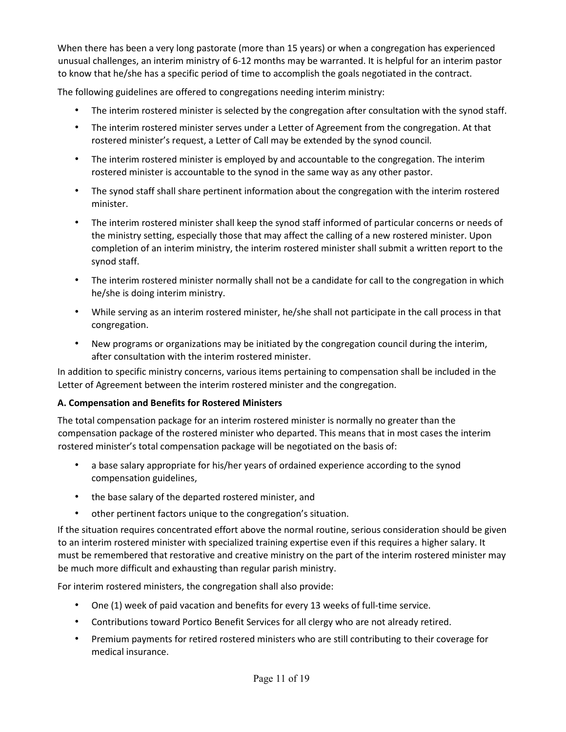When there has been a very long pastorate (more than 15 years) or when a congregation has experienced unusual challenges, an interim ministry of 6-12 months may be warranted. It is helpful for an interim pastor to know that he/she has a specific period of time to accomplish the goals negotiated in the contract.

The following guidelines are offered to congregations needing interim ministry:

- The interim rostered minister is selected by the congregation after consultation with the synod staff.
- The interim rostered minister serves under a Letter of Agreement from the congregation. At that rostered minister's request, a Letter of Call may be extended by the synod council.
- The interim rostered minister is employed by and accountable to the congregation. The interim rostered minister is accountable to the synod in the same way as any other pastor.
- The synod staff shall share pertinent information about the congregation with the interim rostered minister.
- The interim rostered minister shall keep the synod staff informed of particular concerns or needs of the ministry setting, especially those that may affect the calling of a new rostered minister. Upon completion of an interim ministry, the interim rostered minister shall submit a written report to the synod staff.
- The interim rostered minister normally shall not be a candidate for call to the congregation in which he/she is doing interim ministry.
- While serving as an interim rostered minister, he/she shall not participate in the call process in that congregation.
- New programs or organizations may be initiated by the congregation council during the interim, after consultation with the interim rostered minister.

In addition to specific ministry concerns, various items pertaining to compensation shall be included in the Letter of Agreement between the interim rostered minister and the congregation.

**A. Compensation and Benefits for Rostered Ministers**

The total compensation package for an interim rostered minister is normally no greater than the compensation package of the rostered minister who departed. This means that in most cases the interim rostered minister's total compensation package will be negotiated on the basis of:

- a base salary appropriate for his/her years of ordained experience according to the synod compensation guidelines,
- the base salary of the departed rostered minister, and
- other pertinent factors unique to the congregation's situation.

If the situation requires concentrated effort above the normal routine, serious consideration should be given to an interim rostered minister with specialized training expertise even if this requires a higher salary. It must be remembered that restorative and creative ministry on the part of the interim rostered minister may be much more difficult and exhausting than regular parish ministry.

For interim rostered ministers, the congregation shall also provide:

- One (1) week of paid vacation and benefits for every 13 weeks of full-time service.
- Contributions toward Portico Benefit Services for all clergy who are not already retired.
- Premium payments for retired rostered ministers who are still contributing to their coverage for medical insurance.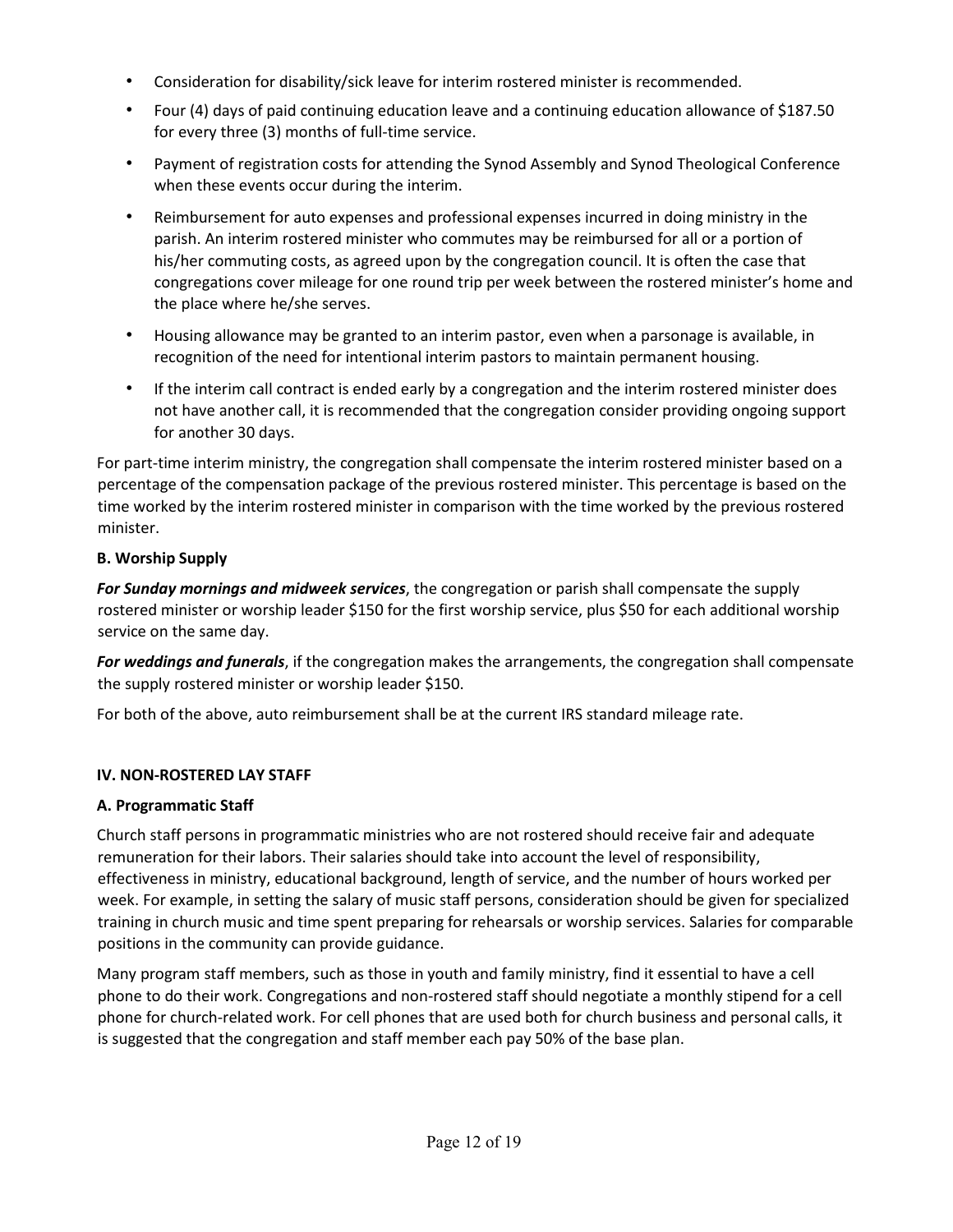- Consideration for disability/sick leave for interim rostered minister is recommended.
- Four (4) days of paid continuing education leave and a continuing education allowance of $187.50 for every three (3) months of full-time service.
- Payment of registration costs for attending the Synod Assembly and Synod Theological Conference when these events occur during the interim.
- Reimbursement for auto expenses and professional expenses incurred in doing ministry in the parish. An interim rostered minister who commutes may be reimbursed for all or a portion of his/her commuting costs, as agreed upon by the congregation council. It is often the case that congregations cover mileage for one round trip per week between the rostered minister's home and the place where he/she serves.
- Housing allowance may be granted to an interim pastor, even when a parsonage is available, in recognition of the need for intentional interim pastors to maintain permanent housing.
- If the interim call contract is ended early by a congregation and the interim rostered minister does not have another call, it is recommended that the congregation consider providing ongoing support for another 30 days.

For part-time interim ministry, the congregation shall compensate the interim rostered minister based on a percentage of the compensation package of the previous rostered minister. This percentage is based on the time worked by the interim rostered minister in comparison with the time worked by the previous rostered minister.

**B. Worship Supply**

***For Sunday mornings and midweek services***, the congregation or parish shall compensate the supply rostered minister or worship leader $150 for the first worship service, plus $50 for each additional worship service on the same day.

***For weddings and funerals***, if the congregation makes the arrangements, the congregation shall compensate the supply rostered minister or worship leader $150.

For both of the above, auto reimbursement shall be at the current IRS standard mileage rate.

**IV. NON-ROSTERED LAY STAFF**

**A. Programmatic Staff**

Church staff persons in programmatic ministries who are not rostered should receive fair and adequate remuneration for their labors. Their salaries should take into account the level of responsibility, effectiveness in ministry, educational background, length of service, and the number of hours worked per week. For example, in setting the salary of music staff persons, consideration should be given for specialized training in church music and time spent preparing for rehearsals or worship services. Salaries for comparable positions in the community can provide guidance.

Many program staff members, such as those in youth and family ministry, find it essential to have a cell phone to do their work. Congregations and non-rostered staff should negotiate a monthly stipend for a cell phone for church-related work. For cell phones that are used both for church business and personal calls, it is suggested that the congregation and staff member each pay 50% of the base plan.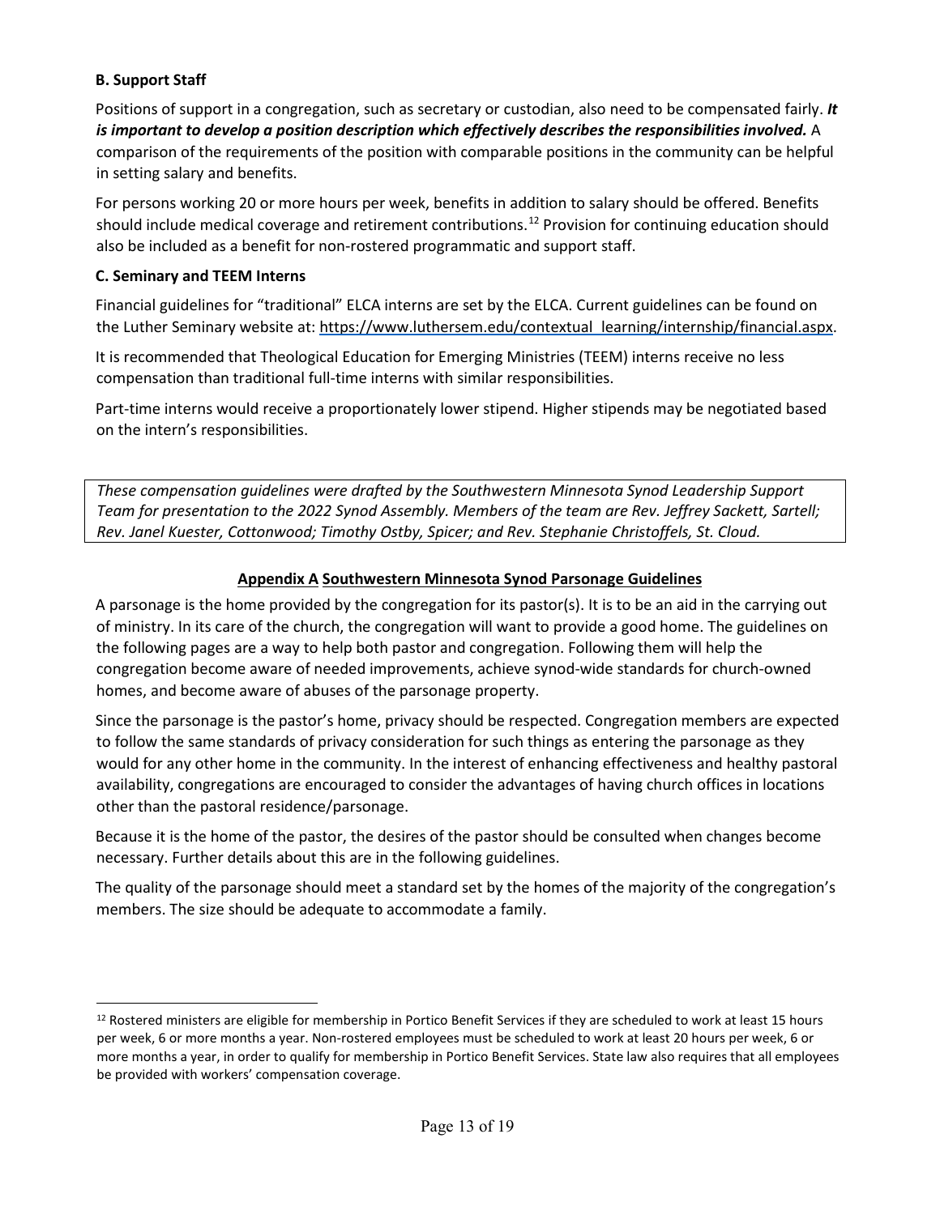### B. Support Staff

Positions of support in a congregation, such as secretary or custodian, also need to be compensated fairly. ***It is important to develop a position description which effectively describes the responsibilities involved.*** A comparison of the requirements of the position with comparable positions in the community can be helpful in setting salary and benefits.

For persons working 20 or more hours per week, benefits in addition to salary should be offered. Benefits should include medical coverage and retirement contributions.[12] Provision for continuing education should also be included as a benefit for non-rostered programmatic and support staff.

### C. Seminary and TEEM Interns

Financial guidelines for "traditional" ELCA interns are set by the ELCA. Current guidelines can be found on the Luther Seminary website at: https://www.luthersem.edu/contextual_learning/internship/financial.aspx.

It is recommended that Theological Education for Emerging Ministries (TEEM) interns receive no less compensation than traditional full-time interns with similar responsibilities.

Part-time interns would receive a proportionately lower stipend. Higher stipends may be negotiated based on the intern's responsibilities.

*These compensation guidelines were drafted by the Southwestern Minnesota Synod Leadership Support Team for presentation to the 2022 Synod Assembly. Members of the team are Rev. Jeffrey Sackett, Sartell; Rev. Janel Kuester, Cottonwood; Timothy Ostby, Spicer; and Rev. Stephanie Christoffels, St. Cloud.*

## Appendix A Southwestern Minnesota Synod Parsonage Guidelines

A parsonage is the home provided by the congregation for its pastor(s). It is to be an aid in the carrying out of ministry. In its care of the church, the congregation will want to provide a good home. The guidelines on the following pages are a way to help both pastor and congregation. Following them will help the congregation become aware of needed improvements, achieve synod-wide standards for church-owned homes, and become aware of abuses of the parsonage property.

Since the parsonage is the pastor's home, privacy should be respected. Congregation members are expected to follow the same standards of privacy consideration for such things as entering the parsonage as they would for any other home in the community. In the interest of enhancing effectiveness and healthy pastoral availability, congregations are encouraged to consider the advantages of having church offices in locations other than the pastoral residence/parsonage.

Because it is the home of the pastor, the desires of the pastor should be consulted when changes become necessary. Further details about this are in the following guidelines.

The quality of the parsonage should meet a standard set by the homes of the majority of the congregation's members. The size should be adequate to accommodate a family.

---

[12] Rostered ministers are eligible for membership in Portico Benefit Services if they are scheduled to work at least 15 hours per week, 6 or more months a year. Non-rostered employees must be scheduled to work at least 20 hours per week, 6 or more months a year, in order to qualify for membership in Portico Benefit Services. State law also requires that all employees be provided with workers' compensation coverage.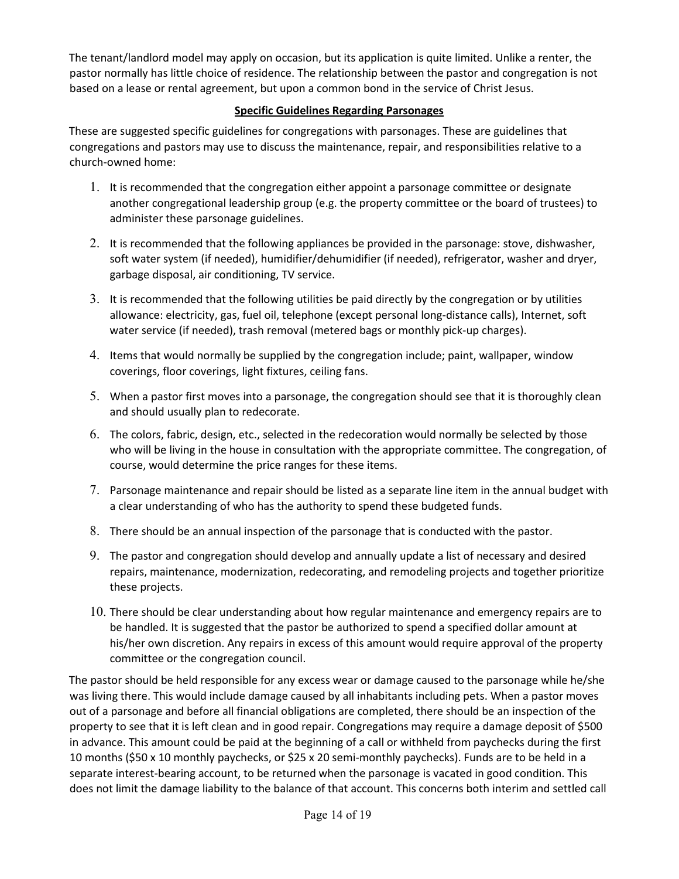The tenant/landlord model may apply on occasion, but its application is quite limited. Unlike a renter, the pastor normally has little choice of residence. The relationship between the pastor and congregation is not based on a lease or rental agreement, but upon a common bond in the service of Christ Jesus.

## Specific Guidelines Regarding Parsonages

These are suggested specific guidelines for congregations with parsonages. These are guidelines that congregations and pastors may use to discuss the maintenance, repair, and responsibilities relative to a church-owned home:

1. It is recommended that the congregation either appoint a parsonage committee or designate another congregational leadership group (e.g. the property committee or the board of trustees) to administer these parsonage guidelines.
2. It is recommended that the following appliances be provided in the parsonage: stove, dishwasher, soft water system (if needed), humidifier/dehumidifier (if needed), refrigerator, washer and dryer, garbage disposal, air conditioning, TV service.
3. It is recommended that the following utilities be paid directly by the congregation or by utilities allowance: electricity, gas, fuel oil, telephone (except personal long-distance calls), Internet, soft water service (if needed), trash removal (metered bags or monthly pick-up charges).
4. Items that would normally be supplied by the congregation include; paint, wallpaper, window coverings, floor coverings, light fixtures, ceiling fans.
5. When a pastor first moves into a parsonage, the congregation should see that it is thoroughly clean and should usually plan to redecorate.
6. The colors, fabric, design, etc., selected in the redecoration would normally be selected by those who will be living in the house in consultation with the appropriate committee. The congregation, of course, would determine the price ranges for these items.
7. Parsonage maintenance and repair should be listed as a separate line item in the annual budget with a clear understanding of who has the authority to spend these budgeted funds.
8. There should be an annual inspection of the parsonage that is conducted with the pastor.
9. The pastor and congregation should develop and annually update a list of necessary and desired repairs, maintenance, modernization, redecorating, and remodeling projects and together prioritize these projects.
10. There should be clear understanding about how regular maintenance and emergency repairs are to be handled. It is suggested that the pastor be authorized to spend a specified dollar amount at his/her own discretion. Any repairs in excess of this amount would require approval of the property committee or the congregation council.

The pastor should be held responsible for any excess wear or damage caused to the parsonage while he/she was living there. This would include damage caused by all inhabitants including pets. When a pastor moves out of a parsonage and before all financial obligations are completed, there should be an inspection of the property to see that it is left clean and in good repair. Congregations may require a damage deposit of $500 in advance. This amount could be paid at the beginning of a call or withheld from paychecks during the first 10 months ($50 x 10 monthly paychecks, or $25 x 20 semi-monthly paychecks). Funds are to be held in a separate interest-bearing account, to be returned when the parsonage is vacated in good condition. This does not limit the damage liability to the balance of that account. This concerns both interim and settled call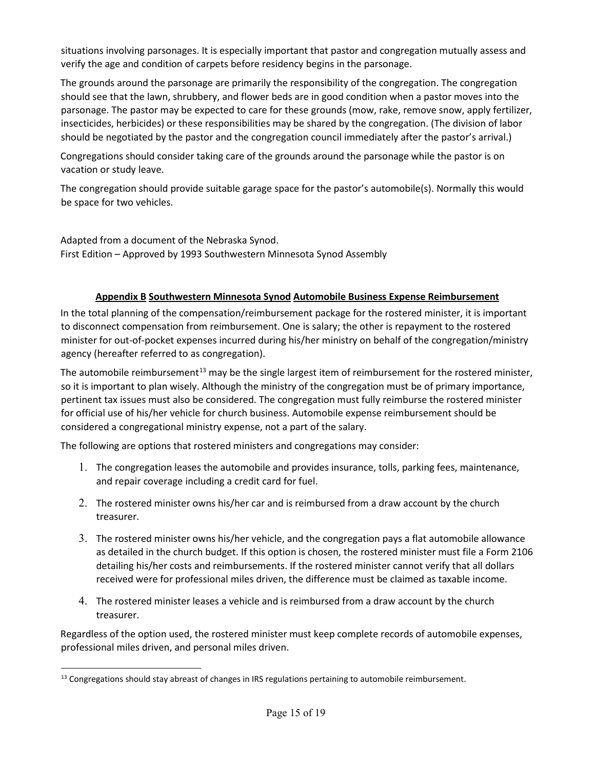situations involving parsonages. It is especially important that pastor and congregation mutually assess and verify the age and condition of carpets before residency begins in the parsonage.

The grounds around the parsonage are primarily the responsibility of the congregation. The congregation should see that the lawn, shrubbery, and flower beds are in good condition when a pastor moves into the parsonage. The pastor may be expected to care for these grounds (mow, rake, remove snow, apply fertilizer, insecticides, herbicides) or these responsibilities may be shared by the congregation. (The division of labor should be negotiated by the pastor and the congregation council immediately after the pastor's arrival.)

Congregations should consider taking care of the grounds around the parsonage while the pastor is on vacation or study leave.

The congregation should provide suitable garage space for the pastor's automobile(s). Normally this would be space for two vehicles.

Adapted from a document of the Nebraska Synod.
First Edition – Approved by 1993 Southwestern Minnesota Synod Assembly

## Appendix B Southwestern Minnesota Synod Automobile Business Expense Reimbursement

In the total planning of the compensation/reimbursement package for the rostered minister, it is important to disconnect compensation from reimbursement. One is salary; the other is repayment to the rostered minister for out-of-pocket expenses incurred during his/her ministry on behalf of the congregation/ministry agency (hereafter referred to as congregation).

The automobile reimbursement[13] may be the single largest item of reimbursement for the rostered minister, so it is important to plan wisely. Although the ministry of the congregation must be of primary importance, pertinent tax issues must also be considered. The congregation must fully reimburse the rostered minister for official use of his/her vehicle for church business. Automobile expense reimbursement should be considered a congregational ministry expense, not a part of the salary.

The following are options that rostered ministers and congregations may consider:

1. The congregation leases the automobile and provides insurance, tolls, parking fees, maintenance, and repair coverage including a credit card for fuel.
2. The rostered minister owns his/her car and is reimbursed from a draw account by the church treasurer.
3. The rostered minister owns his/her vehicle, and the congregation pays a flat automobile allowance as detailed in the church budget. If this option is chosen, the rostered minister must file a Form 2106 detailing his/her costs and reimbursements. If the rostered minister cannot verify that all dollars received were for professional miles driven, the difference must be claimed as taxable income.
4. The rostered minister leases a vehicle and is reimbursed from a draw account by the church treasurer.

Regardless of the option used, the rostered minister must keep complete records of automobile expenses, professional miles driven, and personal miles driven.

[13] Congregations should stay abreast of changes in IRS regulations pertaining to automobile reimbursement.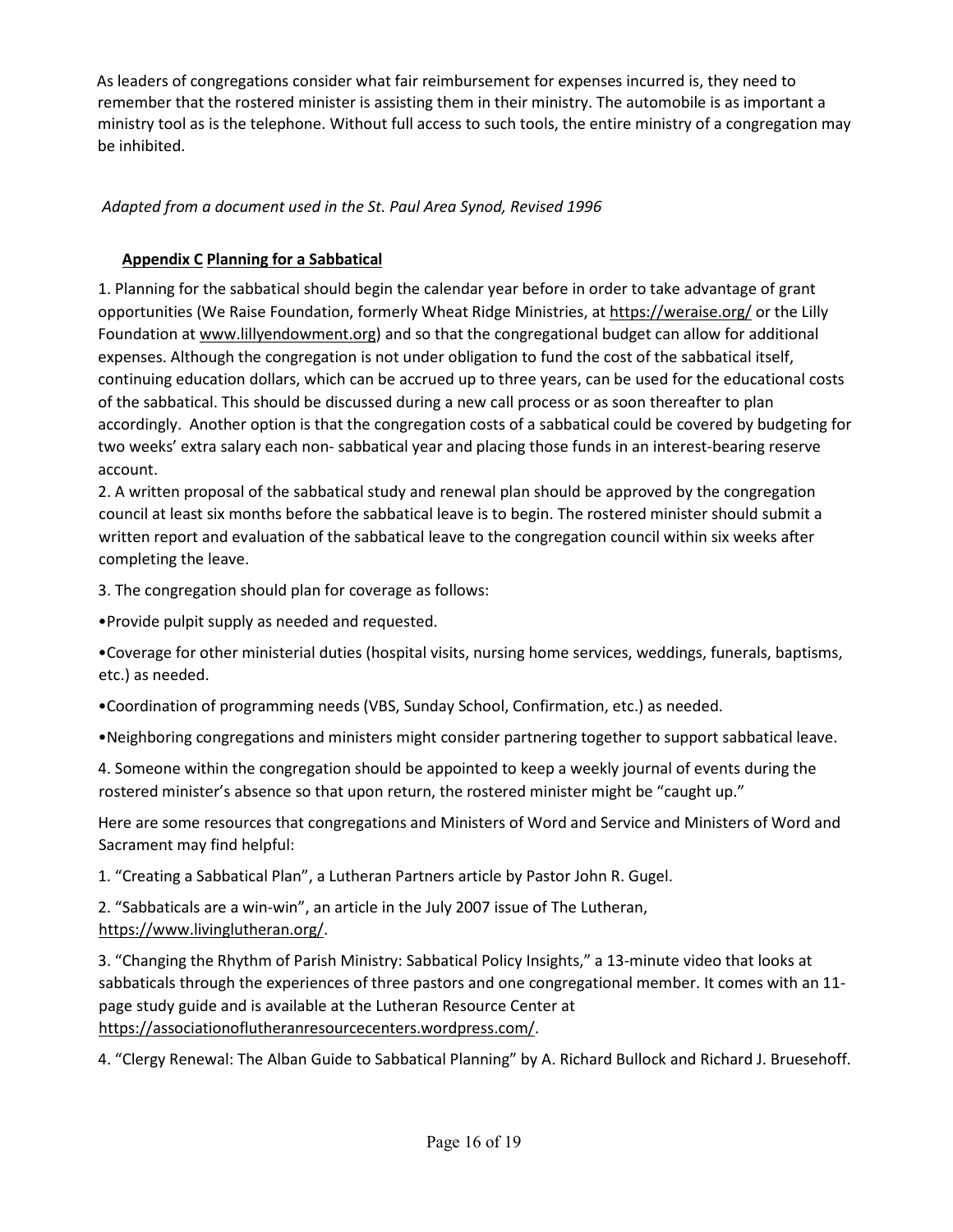As leaders of congregations consider what fair reimbursement for expenses incurred is, they need to remember that the rostered minister is assisting them in their ministry. The automobile is as important a ministry tool as is the telephone. Without full access to such tools, the entire ministry of a congregation may be inhibited.

*Adapted from a document used in the St. Paul Area Synod, Revised 1996*

## Appendix C Planning for a Sabbatical

1. Planning for the sabbatical should begin the calendar year before in order to take advantage of grant opportunities (We Raise Foundation, formerly Wheat Ridge Ministries, at https://weraise.org/ or the Lilly Foundation at www.lillyendowment.org) and so that the congregational budget can allow for additional expenses. Although the congregation is not under obligation to fund the cost of the sabbatical itself, continuing education dollars, which can be accrued up to three years, can be used for the educational costs of the sabbatical. This should be discussed during a new call process or as soon thereafter to plan accordingly. Another option is that the congregation costs of a sabbatical could be covered by budgeting for two weeks' extra salary each non- sabbatical year and placing those funds in an interest-bearing reserve account.
2. A written proposal of the sabbatical study and renewal plan should be approved by the congregation council at least six months before the sabbatical leave is to begin. The rostered minister should submit a written report and evaluation of the sabbatical leave to the congregation council within six weeks after completing the leave.
3. The congregation should plan for coverage as follows:

•Provide pulpit supply as needed and requested.

•Coverage for other ministerial duties (hospital visits, nursing home services, weddings, funerals, baptisms, etc.) as needed.

•Coordination of programming needs (VBS, Sunday School, Confirmation, etc.) as needed.

•Neighboring congregations and ministers might consider partnering together to support sabbatical leave.

4. Someone within the congregation should be appointed to keep a weekly journal of events during the rostered minister's absence so that upon return, the rostered minister might be "caught up."

Here are some resources that congregations and Ministers of Word and Service and Ministers of Word and Sacrament may find helpful:

1. "Creating a Sabbatical Plan", a Lutheran Partners article by Pastor John R. Gugel.
2. "Sabbaticals are a win-win", an article in the July 2007 issue of The Lutheran, https://www.livinglutheran.org/.
3. "Changing the Rhythm of Parish Ministry: Sabbatical Policy Insights," a 13-minute video that looks at sabbaticals through the experiences of three pastors and one congregational member. It comes with an 11-page study guide and is available at the Lutheran Resource Center at https://associationoflutheranresourcecenters.wordpress.com/.
4. "Clergy Renewal: The Alban Guide to Sabbatical Planning" by A. Richard Bullock and Richard J. Bruesehoff.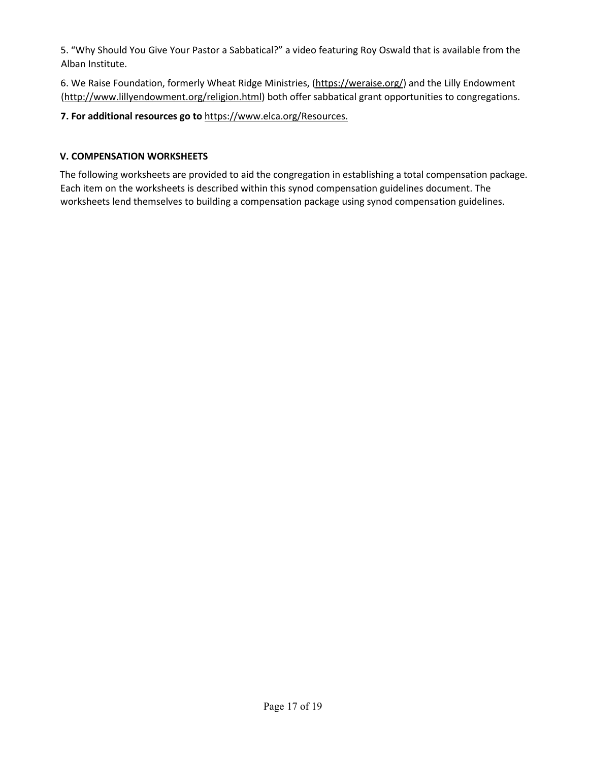5. "Why Should You Give Your Pastor a Sabbatical?" a video featuring Roy Oswald that is available from the Alban Institute.

6. We Raise Foundation, formerly Wheat Ridge Ministries, (https://weraise.org/) and the Lilly Endowment (http://www.lillyendowment.org/religion.html) both offer sabbatical grant opportunities to congregations.

**7. For additional resources go to** https://www.elca.org/Resources.

## V. COMPENSATION WORKSHEETS

The following worksheets are provided to aid the congregation in establishing a total compensation package. Each item on the worksheets is described within this synod compensation guidelines document. The worksheets lend themselves to building a compensation package using synod compensation guidelines.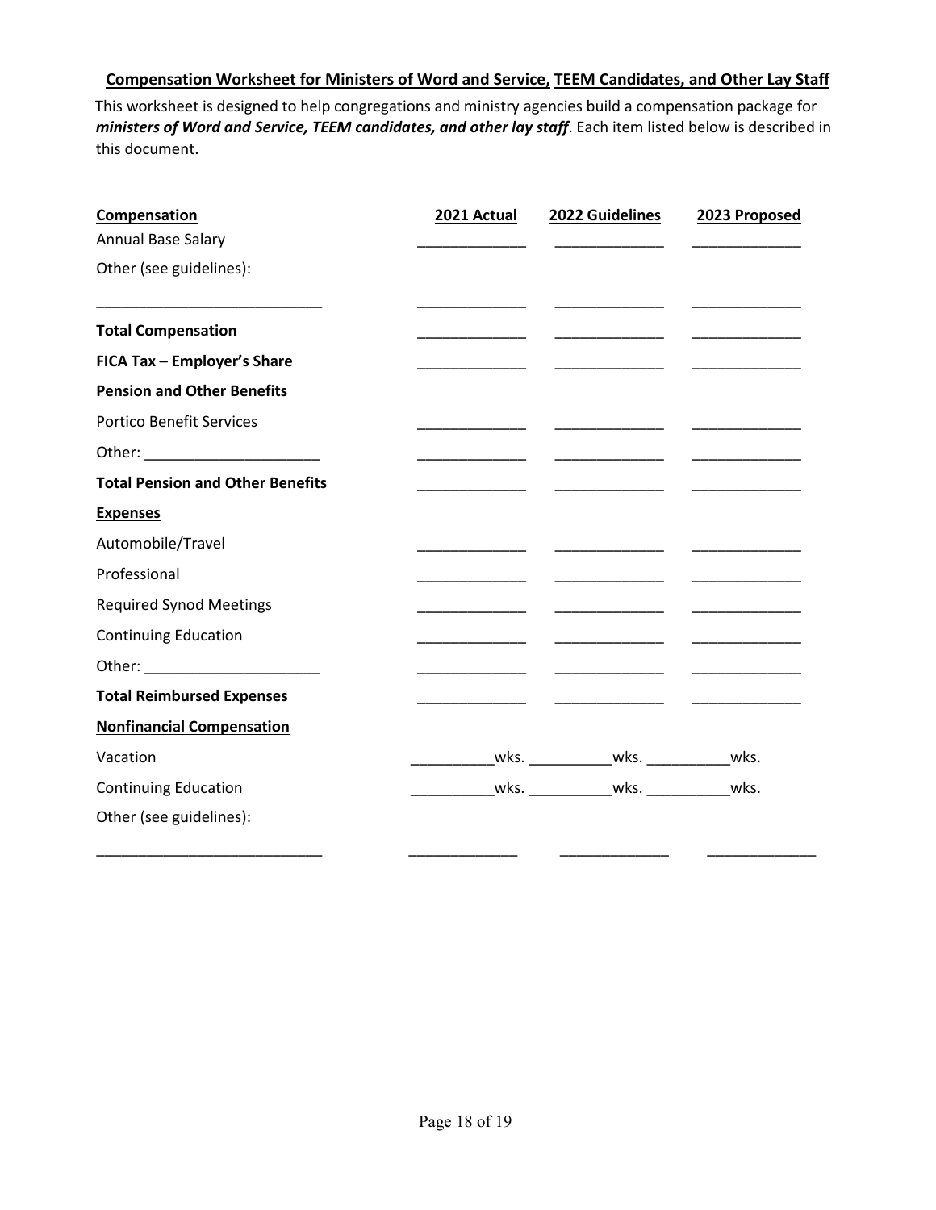**Compensation Worksheet for Ministers of Word and Service, TEEM Candidates, and Other Lay Staff**

This worksheet is designed to help congregations and ministry agencies build a compensation package for ***ministers of Word and Service, TEEM candidates, and other lay staff***. Each item listed below is described in this document.

| **Compensation** | **2021 Actual** | **2022 Guidelines** | **2023 Proposed** |
|---|---|---|---|
| Annual Base Salary | _____________ | _____________ | _____________ |
| Other (see guidelines): | | | |
| ___________________________ | _____________ | _____________ | _____________ |
| **Total Compensation** | _____________ | _____________ | _____________ |
| **FICA Tax – Employer's Share** | _____________ | _____________ | _____________ |
| **Pension and Other Benefits** | | | |
| Portico Benefit Services | _____________ | _____________ | _____________ |
| Other: _____________________ | _____________ | _____________ | _____________ |
| **Total Pension and Other Benefits** | _____________ | _____________ | _____________ |
| **Expenses** | | | |
| Automobile/Travel | _____________ | _____________ | _____________ |
| Professional | _____________ | _____________ | _____________ |
| Required Synod Meetings | _____________ | _____________ | _____________ |
| Continuing Education | _____________ | _____________ | _____________ |
| Other: _____________________ | _____________ | _____________ | _____________ |
| **Total Reimbursed Expenses** | _____________ | _____________ | _____________ |
| **Nonfinancial Compensation** | | | |
| Vacation | __________wks. | __________wks. | __________wks. |
| Continuing Education | __________wks. | __________wks. | __________wks. |
| Other (see guidelines): | | | |
| ___________________________ | _____________ | _____________ | _____________ |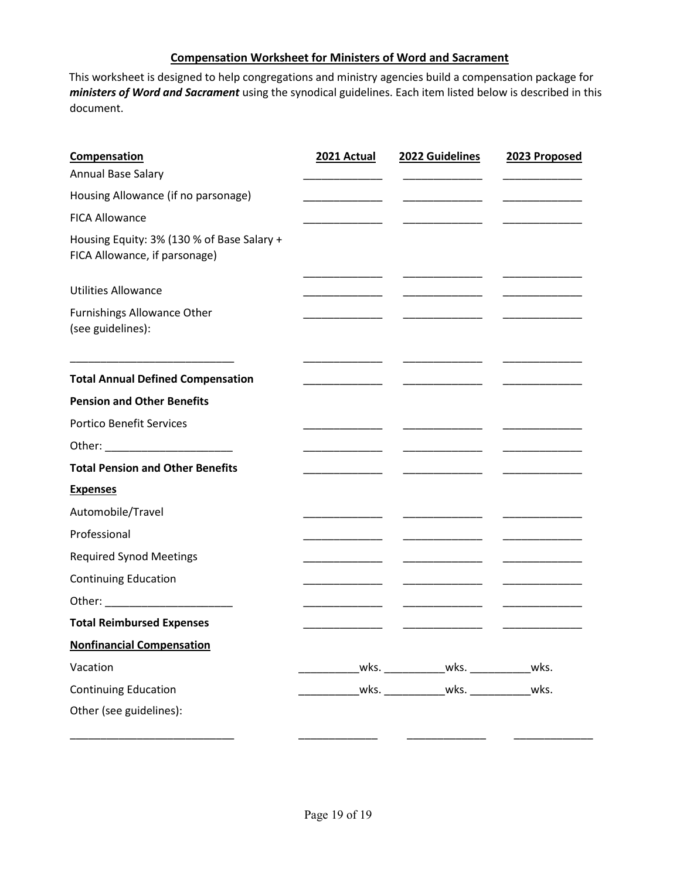**Compensation Worksheet for Ministers of Word and Sacrament**

This worksheet is designed to help congregations and ministry agencies build a compensation package for ***ministers of Word and Sacrament*** using the synodical guidelines. Each item listed below is described in this document.

| Compensation | 2021 Actual | 2022 Guidelines | 2023 Proposed |
|---|---|---|---|
| Annual Base Salary | _____________ | _____________ | _____________ |
| Housing Allowance (if no parsonage) | _____________ | _____________ | _____________ |
| FICA Allowance | _____________ | _____________ | _____________ |
| Housing Equity: 3% (130 % of Base Salary + FICA Allowance, if parsonage) | _____________ | _____________ | _____________ |
| Utilities Allowance | _____________ | _____________ | _____________ |
| Furnishings Allowance Other (see guidelines): | _____________ | _____________ | _____________ |
| ___________________________ | _____________ | _____________ | _____________ |
| **Total Annual Defined Compensation** | _____________ | _____________ | _____________ |
| **Pension and Other Benefits** | | | |
| Portico Benefit Services | _____________ | _____________ | _____________ |
| Other: _____________________ | _____________ | _____________ | _____________ |
| **Total Pension and Other Benefits** | _____________ | _____________ | _____________ |
| **Expenses** | | | |
| Automobile/Travel | _____________ | _____________ | _____________ |
| Professional | _____________ | _____________ | _____________ |
| Required Synod Meetings | _____________ | _____________ | _____________ |
| Continuing Education | _____________ | _____________ | _____________ |
| Other: _____________________ | _____________ | _____________ | _____________ |
| **Total Reimbursed Expenses** | _____________ | _____________ | _____________ |
| **Nonfinancial Compensation** | | | |
| Vacation | __________wks. | __________wks. | __________wks. |
| Continuing Education | __________wks. | __________wks. | __________wks. |
| Other (see guidelines): | | | |
| ___________________________ | _____________ | _____________ | _____________ |